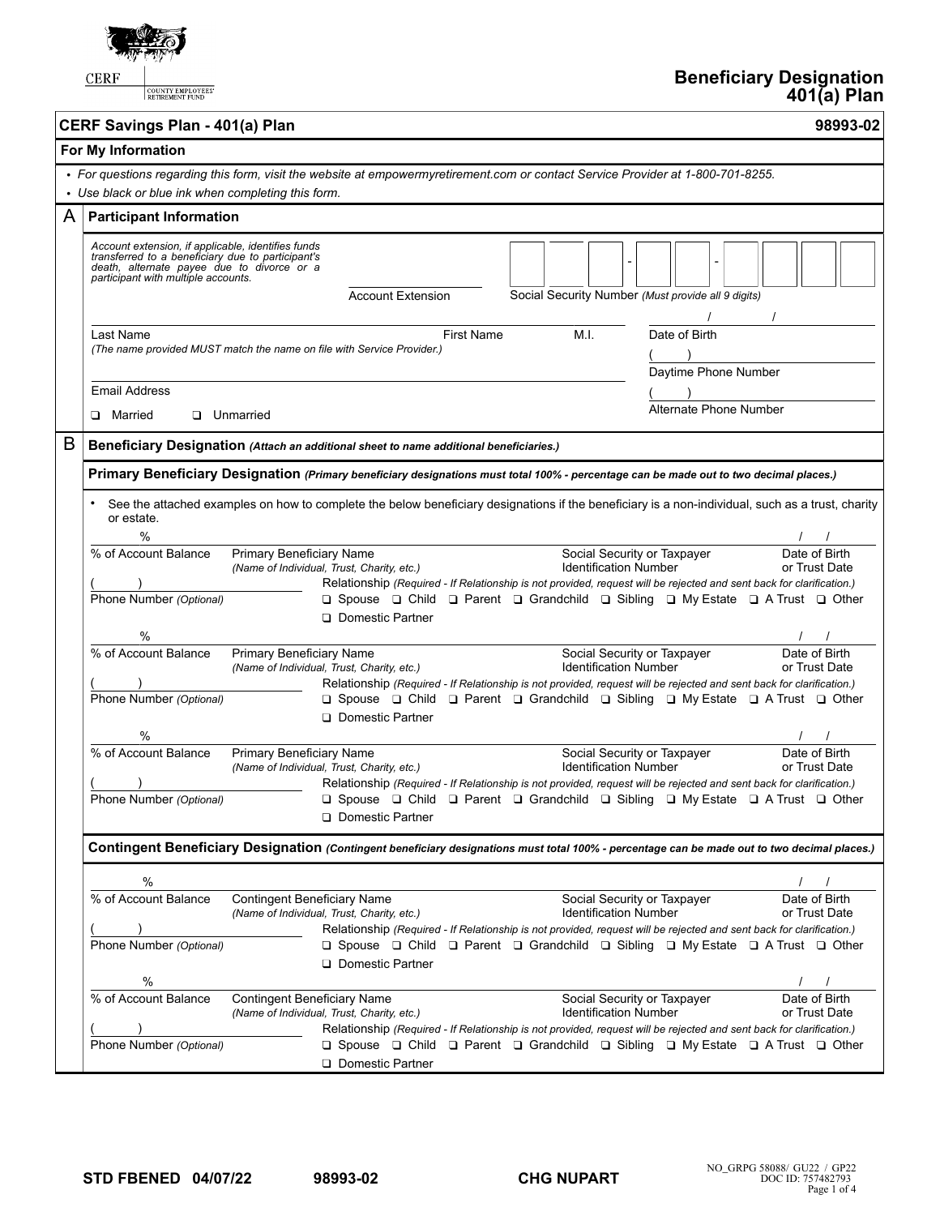CERF | COUNTY EMPLOYEES' RETIREMENT FUND

# Beneficiary Designation 401(a) Plan

## CERF Savings Plan - 401(a) Plan — 98993-02

### For My Information

- *For questions regarding this form, visit the website at empowermyretirement.com or contact Service Provider at 1-800-701-8255.*
- *Use black or blue ink when completing this form.*

### A Participant Information

*Account extension, if applicable, identifies funds transferred to a beneficiary due to participant's death, alternate payee due to divorce or a participant with multiple accounts.*

Account Extension ____________

Social Security Number *(Must provide all 9 digits)* ___ ___ ___ - ___ ___ - ___ ___ ___ ___

Last Name ____________ First Name ____________ M.I. ____

*(The name provided MUST match the name on file with Service Provider.)*

Date of Birth ___ / ___ / ___

Daytime Phone Number ( ) ____________

Email Address ____________

Alternate Phone Number ( ) ____________

❑ Married ❑ Unmarried

### B Beneficiary Designation *(Attach an additional sheet to name additional beneficiaries.)*

#### Primary Beneficiary Designation *(Primary beneficiary designations must total 100% - percentage can be made out to two decimal places.)*

- See the attached examples on how to complete the below beneficiary designations if the beneficiary is a non-individual, such as a trust, charity or estate.

___ % of Account Balance | Primary Beneficiary Name *(Name of Individual, Trust, Charity, etc.)* | Social Security or Taxpayer Identification Number | Date of Birth or Trust Date ___ / ___ / ___

Phone Number *(Optional)* ( ) ____________

Relationship *(Required - If Relationship is not provided, request will be rejected and sent back for clarification.)*
❑ Spouse ❑ Child ❑ Parent ❑ Grandchild ❑ Sibling ❑ My Estate ❑ A Trust ❑ Other ❑ Domestic Partner

___ % of Account Balance | Primary Beneficiary Name *(Name of Individual, Trust, Charity, etc.)* | Social Security or Taxpayer Identification Number | Date of Birth or Trust Date ___ / ___ / ___

Phone Number *(Optional)* ( ) ____________

Relationship *(Required - If Relationship is not provided, request will be rejected and sent back for clarification.)*
❑ Spouse ❑ Child ❑ Parent ❑ Grandchild ❑ Sibling ❑ My Estate ❑ A Trust ❑ Other ❑ Domestic Partner

___ % of Account Balance | Primary Beneficiary Name *(Name of Individual, Trust, Charity, etc.)* | Social Security or Taxpayer Identification Number | Date of Birth or Trust Date ___ / ___ / ___

Phone Number *(Optional)* ( ) ____________

Relationship *(Required - If Relationship is not provided, request will be rejected and sent back for clarification.)*
❑ Spouse ❑ Child ❑ Parent ❑ Grandchild ❑ Sibling ❑ My Estate ❑ A Trust ❑ Other ❑ Domestic Partner

#### Contingent Beneficiary Designation *(Contingent beneficiary designations must total 100% - percentage can be made out to two decimal places.)*

___ % of Account Balance | Contingent Beneficiary Name *(Name of Individual, Trust, Charity, etc.)* | Social Security or Taxpayer Identification Number | Date of Birth or Trust Date ___ / ___ / ___

Phone Number *(Optional)* ( ) ____________

Relationship *(Required - If Relationship is not provided, request will be rejected and sent back for clarification.)*
❑ Spouse ❑ Child ❑ Parent ❑ Grandchild ❑ Sibling ❑ My Estate ❑ A Trust ❑ Other ❑ Domestic Partner

___ % of Account Balance | Contingent Beneficiary Name *(Name of Individual, Trust, Charity, etc.)* | Social Security or Taxpayer Identification Number | Date of Birth or Trust Date ___ / ___ / ___

Phone Number *(Optional)* ( ) ____________

Relationship *(Required - If Relationship is not provided, request will be rejected and sent back for clarification.)*
❑ Spouse ❑ Child ❑ Parent ❑ Grandchild ❑ Sibling ❑ My Estate ❑ A Trust ❑ Other ❑ Domestic Partner

STD FBENED 04/07/22 98993-02 CHG NUPART

NO_GRPG 58088/ GU22 / GP22
DOC ID: 757482793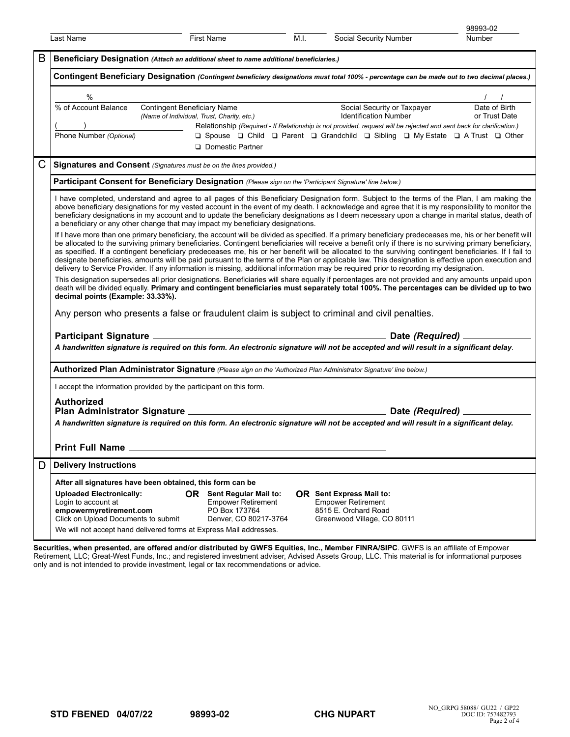| Last Name | First Name | M.I. | Social Security Number | 98993-02 Number |
|---|---|---|---|---|

## B Beneficiary Designation *(Attach an additional sheet to name additional beneficiaries.)*

### Contingent Beneficiary Designation *(Contingent beneficiary designations must total 100% - percentage can be made out to two decimal places.)*

| % | | | / / |
|---|---|---|---|
| % of Account Balance | Contingent Beneficiary Name *(Name of Individual, Trust, Charity, etc.)* | Social Security or Taxpayer Identification Number | Date of Birth or Trust Date |

( ) 
Phone Number *(Optional)*

Relationship *(Required - If Relationship is not provided, request will be rejected and sent back for clarification.)*

❑ Spouse ❑ Child ❑ Parent ❑ Grandchild ❑ Sibling ❑ My Estate ❑ A Trust ❑ Other ❑ Domestic Partner

## C Signatures and Consent *(Signatures must be on the lines provided.)*

### Participant Consent for Beneficiary Designation *(Please sign on the 'Participant Signature' line below.)*

I have completed, understand and agree to all pages of this Beneficiary Designation form. Subject to the terms of the Plan, I am making the above beneficiary designations for my vested account in the event of my death. I acknowledge and agree that it is my responsibility to monitor the beneficiary designations in my account and to update the beneficiary designations as I deem necessary upon a change in marital status, death of a beneficiary or any other change that may impact my beneficiary designations.

If I have more than one primary beneficiary, the account will be divided as specified. If a primary beneficiary predeceases me, his or her benefit will be allocated to the surviving primary beneficiaries. Contingent beneficiaries will receive a benefit only if there is no surviving primary beneficiary, as specified. If a contingent beneficiary predeceases me, his or her benefit will be allocated to the surviving contingent beneficiaries. If I fail to designate beneficiaries, amounts will be paid pursuant to the terms of the Plan or applicable law. This designation is effective upon execution and delivery to Service Provider. If any information is missing, additional information may be required prior to recording my designation.

This designation supersedes all prior designations. Beneficiaries will share equally if percentages are not provided and any amounts unpaid upon death will be divided equally. **Primary and contingent beneficiaries must separately total 100%. The percentages can be divided up to two decimal points (Example: 33.33%).**

Any person who presents a false or fraudulent claim is subject to criminal and civil penalties.

**Participant Signature** ______________________________ **Date *(Required)*** ______________

***A handwritten signature is required on this form. An electronic signature will not be accepted and will result in a significant delay.***

### Authorized Plan Administrator Signature *(Please sign on the 'Authorized Plan Administrator Signature' line below.)*

I accept the information provided by the participant on this form.

**Authorized Plan Administrator Signature** ______________________________ **Date *(Required)*** ______________

***A handwritten signature is required on this form. An electronic signature will not be accepted and will result in a significant delay.***

**Print Full Name** ______________________________

## D Delivery Instructions

**After all signatures have been obtained, this form can be**

**Uploaded Electronically:**
Login to account at
**empowermyretirement.com**
Click on Upload Documents to submit

**OR Sent Regular Mail to:**
Empower Retirement
PO Box 173764
Denver, CO 80217-3764

**OR Sent Express Mail to:**
Empower Retirement
8515 E. Orchard Road
Greenwood Village, CO 80111

We will not accept hand delivered forms at Express Mail addresses.

**Securities, when presented, are offered and/or distributed by GWFS Equities, Inc., Member FINRA/SIPC**. GWFS is an affiliate of Empower Retirement, LLC; Great-West Funds, Inc.; and registered investment adviser, Advised Assets Group, LLC. This material is for informational purposes only and is not intended to provide investment, legal or tax recommendations or advice.

**STD FBENED 04/07/22** **98993-02** **CHG NUPART** NO_GRPG 58088/ GU22 / GP22 DOC ID: 757482793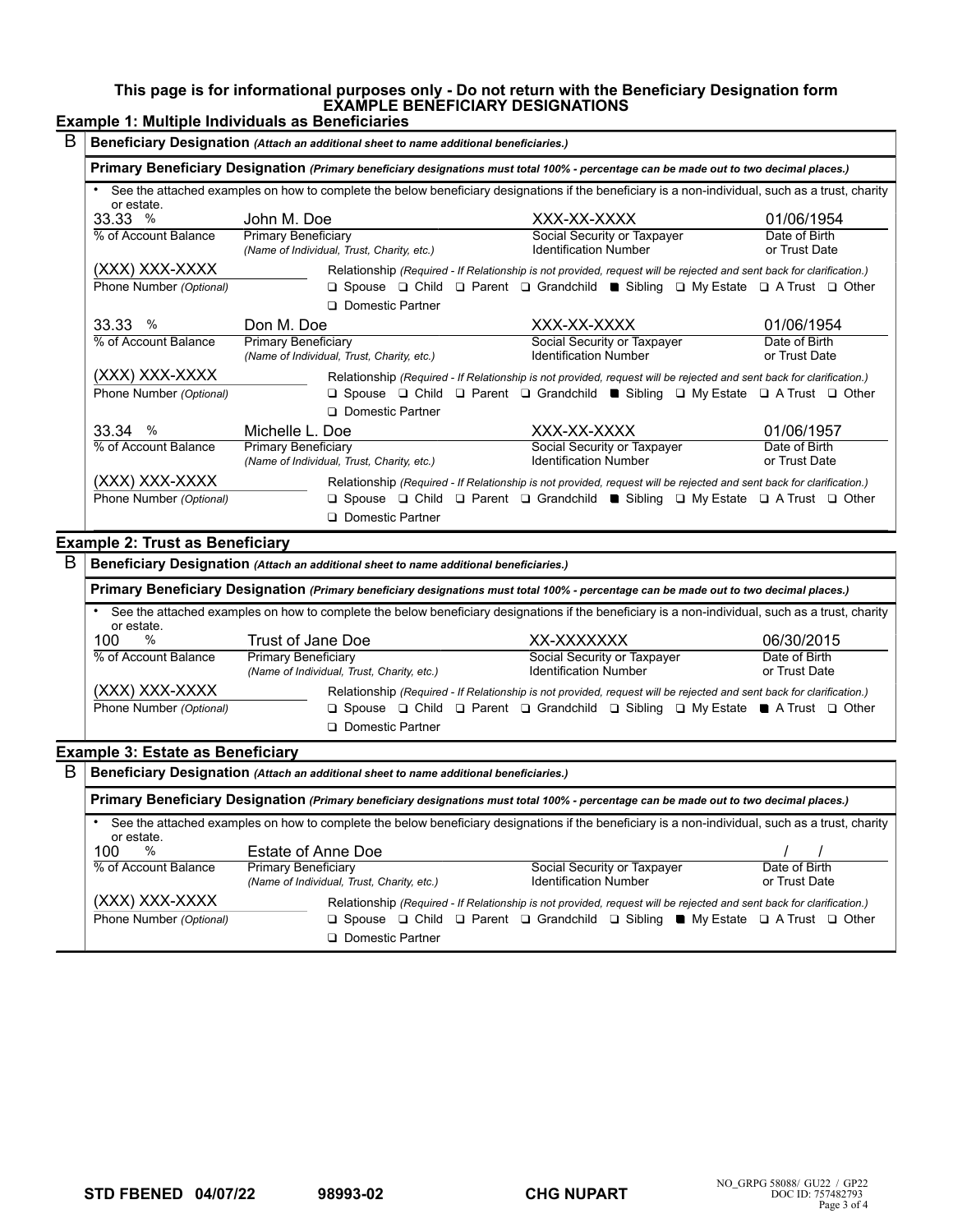**This page is for informational purposes only - Do not return with the Beneficiary Designation form**

## EXAMPLE BENEFICIARY DESIGNATIONS

### Example 1: Multiple Individuals as Beneficiaries

**B** **Beneficiary Designation** *(Attach an additional sheet to name additional beneficiaries.)*

**Primary Beneficiary Designation** *(Primary beneficiary designations must total 100% - percentage can be made out to two decimal places.)*

- See the attached examples on how to complete the below beneficiary designations if the beneficiary is a non-individual, such as a trust, charity or estate.

| % of Account Balance | Primary Beneficiary (Name of Individual, Trust, Charity, etc.) | Social Security or Taxpayer Identification Number | Date of Birth or Trust Date |
|---|---|---|---|
| 33.33 % | John M. Doe | XXX-XX-XXXX | 01/06/1954 |

(XXX) XXX-XXXX
Phone Number *(Optional)*

Relationship *(Required - If Relationship is not provided, request will be rejected and sent back for clarification.)*
❑ Spouse ❑ Child ❑ Parent ❑ Grandchild ■ Sibling ❑ My Estate ❑ A Trust ❑ Other ❑ Domestic Partner

| % of Account Balance | Primary Beneficiary (Name of Individual, Trust, Charity, etc.) | Social Security or Taxpayer Identification Number | Date of Birth or Trust Date |
|---|---|---|---|
| 33.33 % | Don M. Doe | XXX-XX-XXXX | 01/06/1954 |

(XXX) XXX-XXXX
Phone Number *(Optional)*

Relationship *(Required - If Relationship is not provided, request will be rejected and sent back for clarification.)*
❑ Spouse ❑ Child ❑ Parent ❑ Grandchild ■ Sibling ❑ My Estate ❑ A Trust ❑ Other ❑ Domestic Partner

| % of Account Balance | Primary Beneficiary (Name of Individual, Trust, Charity, etc.) | Social Security or Taxpayer Identification Number | Date of Birth or Trust Date |
|---|---|---|---|
| 33.34 % | Michelle L. Doe | XXX-XX-XXXX | 01/06/1957 |

(XXX) XXX-XXXX
Phone Number *(Optional)*

Relationship *(Required - If Relationship is not provided, request will be rejected and sent back for clarification.)*
❑ Spouse ❑ Child ❑ Parent ❑ Grandchild ■ Sibling ❑ My Estate ❑ A Trust ❑ Other ❑ Domestic Partner

### Example 2: Trust as Beneficiary

**B** **Beneficiary Designation** *(Attach an additional sheet to name additional beneficiaries.)*

**Primary Beneficiary Designation** *(Primary beneficiary designations must total 100% - percentage can be made out to two decimal places.)*

- See the attached examples on how to complete the below beneficiary designations if the beneficiary is a non-individual, such as a trust, charity or estate.

| % of Account Balance | Primary Beneficiary (Name of Individual, Trust, Charity, etc.) | Social Security or Taxpayer Identification Number | Date of Birth or Trust Date |
|---|---|---|---|
| 100 % | Trust of Jane Doe | XX-XXXXXXX | 06/30/2015 |

(XXX) XXX-XXXX
Phone Number *(Optional)*

Relationship *(Required - If Relationship is not provided, request will be rejected and sent back for clarification.)*
❑ Spouse ❑ Child ❑ Parent ❑ Grandchild ❑ Sibling ❑ My Estate ■ A Trust ❑ Other ❑ Domestic Partner

### Example 3: Estate as Beneficiary

**B** **Beneficiary Designation** *(Attach an additional sheet to name additional beneficiaries.)*

**Primary Beneficiary Designation** *(Primary beneficiary designations must total 100% - percentage can be made out to two decimal places.)*

- See the attached examples on how to complete the below beneficiary designations if the beneficiary is a non-individual, such as a trust, charity or estate.

| % of Account Balance | Primary Beneficiary (Name of Individual, Trust, Charity, etc.) | Social Security or Taxpayer Identification Number | Date of Birth or Trust Date |
|---|---|---|---|
| 100 % | Estate of Anne Doe | | / / |

(XXX) XXX-XXXX
Phone Number *(Optional)*

Relationship *(Required - If Relationship is not provided, request will be rejected and sent back for clarification.)*
❑ Spouse ❑ Child ❑ Parent ❑ Grandchild ❑ Sibling ■ My Estate ❑ A Trust ❑ Other ❑ Domestic Partner

STD FBENED 04/07/22 98993-02 CHG NUPART

NO_GRPG 58088/ GU22 / GP22
DOC ID: 757482793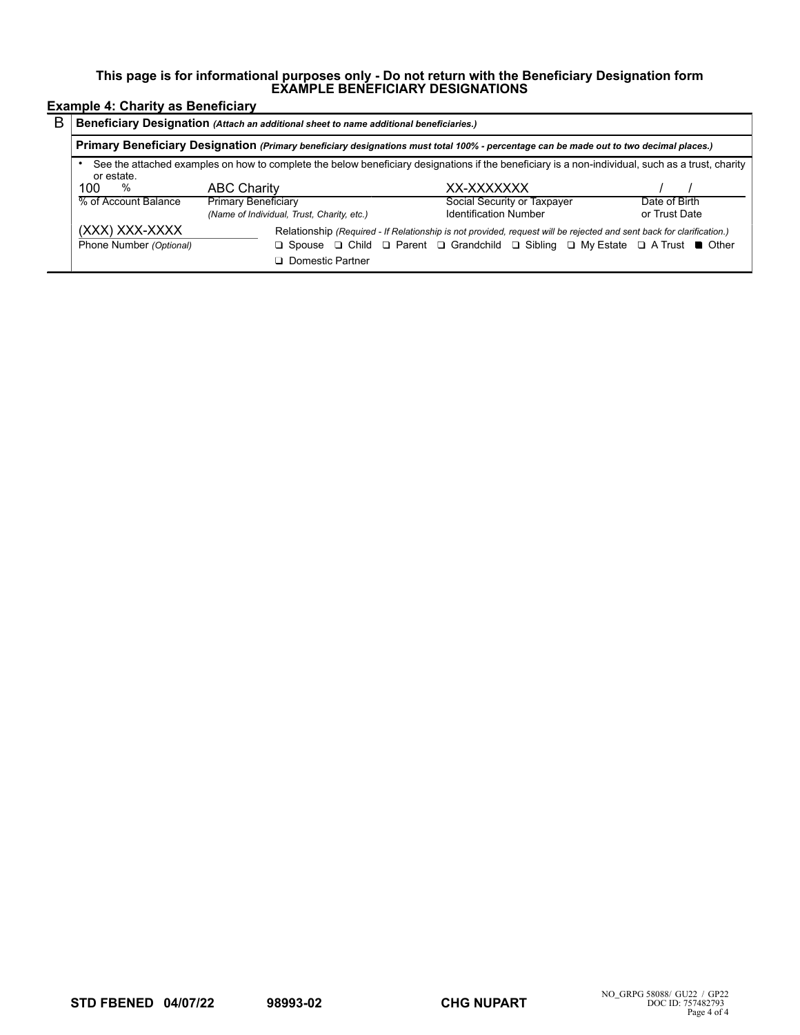**This page is for informational purposes only - Do not return with the Beneficiary Designation form**

**EXAMPLE BENEFICIARY DESIGNATIONS**

## Example 4: Charity as Beneficiary

**B** **Beneficiary Designation** *(Attach an additional sheet to name additional beneficiaries.)*

**Primary Beneficiary Designation** *(Primary beneficiary designations must total 100% - percentage can be made out to two decimal places.)*

- See the attached examples on how to complete the below beneficiary designations if the beneficiary is a non-individual, such as a trust, charity or estate.

| | | | |
|---|---|---|---|
| 100 % | ABC Charity | XX-XXXXXXX | / / |
| % of Account Balance | Primary Beneficiary *(Name of Individual, Trust, Charity, etc.)* | Social Security or Taxpayer Identification Number | Date of Birth or Trust Date |

(XXX) XXX-XXXX
Phone Number *(Optional)*

Relationship *(Required - If Relationship is not provided, request will be rejected and sent back for clarification.)*

❑ Spouse ❑ Child ❑ Parent ❑ Grandchild ❑ Sibling ❑ My Estate ❑ A Trust ■ Other ❑ Domestic Partner

STD FBENED 04/07/22 98993-02 CHG NUPART

NO_GRPG 58088/ GU22 / GP22
DOC ID: 757482793